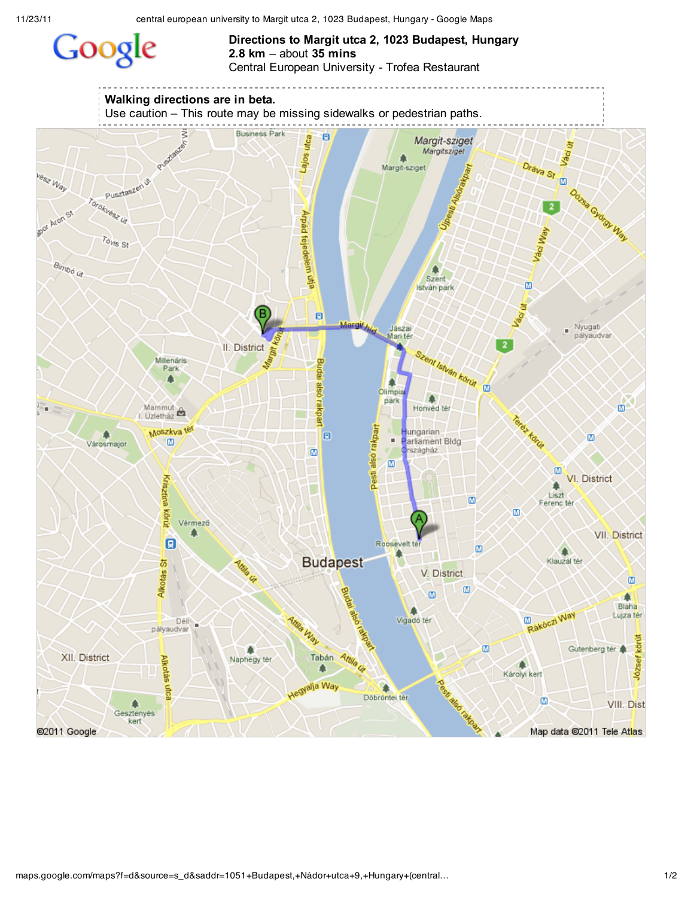# Directions to Margit utca 2, 1023 Budapest, Hungary

**2.8 km** – about **35 mins**

Central European University - Trofea Restaurant

**Walking directions are in beta.**
Use caution – This route may be missing sidewalks or pedestrian paths.

©2011 Google — Map data ©2011 Tele Atlas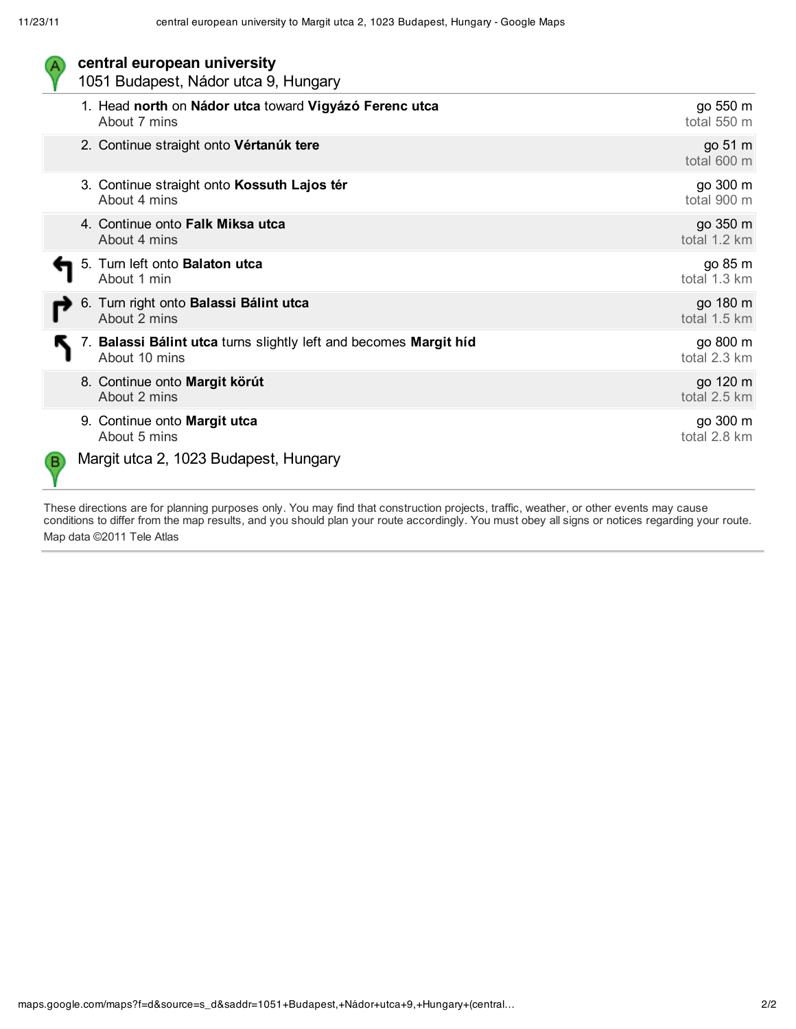**central european university**
1051 Budapest, Nádor utca 9, Hungary

| | | |
|---|---|---|
| 1. | Head **north** on **Nádor utca** toward **Vigyázó Ferenc utca** About 7 mins | go 550 m total 550 m |
| 2. | Continue straight onto **Vértanúk tere** | go 51 m total 600 m |
| 3. | Continue straight onto **Kossuth Lajos tér** About 4 mins | go 300 m total 900 m |
| 4. | Continue onto **Falk Miksa utca** About 4 mins | go 350 m total 1.2 km |
| 5. | Turn left onto **Balaton utca** About 1 min | go 85 m total 1.3 km |
| 6. | Turn right onto **Balassi Bálint utca** About 2 mins | go 180 m total 1.5 km |
| 7. | **Balassi Bálint utca** turns slightly left and becomes **Margit híd** About 10 mins | go 800 m total 2.3 km |
| 8. | Continue onto **Margit körút** About 2 mins | go 120 m total 2.5 km |
| 9. | Continue onto **Margit utca** About 5 mins | go 300 m total 2.8 km |

Margit utca 2, 1023 Budapest, Hungary

These directions are for planning purposes only. You may find that construction projects, traffic, weather, or other events may cause conditions to differ from the map results, and you should plan your route accordingly. You must obey all signs or notices regarding your route.
Map data ©2011 Tele Atlas